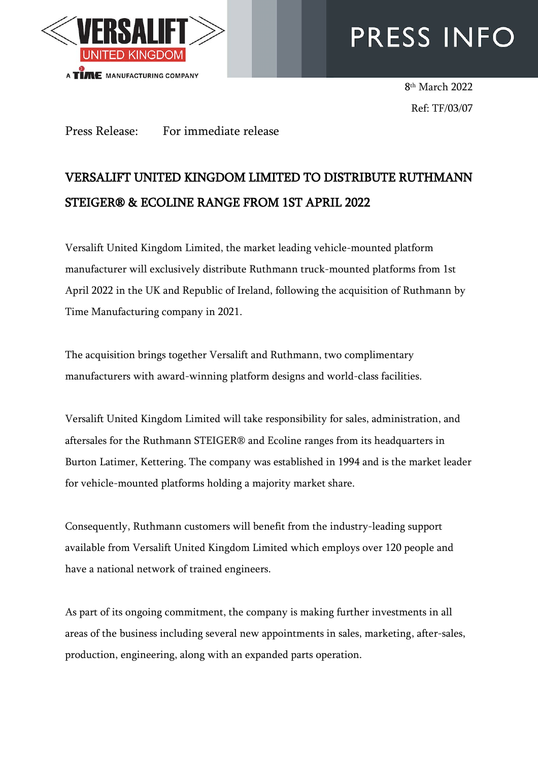# PRESS INFO

8th March 2022

Ref: TF/03/07

Press Release: For immediate release

## VERSALIFT UNITED KINGDOM LIMITED TO DISTRIBUTE RUTHMANN STEIGER® & ECOLINE RANGE FROM 1ST APRIL 2022

Versalift United Kingdom Limited, the market leading vehicle-mounted platform manufacturer will exclusively distribute Ruthmann truck-mounted platforms from 1st April 2022 in the UK and Republic of Ireland, following the acquisition of Ruthmann by Time Manufacturing company in 2021.

The acquisition brings together Versalift and Ruthmann, two complimentary manufacturers with award-winning platform designs and world-class facilities.

Versalift United Kingdom Limited will take responsibility for sales, administration, and aftersales for the Ruthmann STEIGER® and Ecoline ranges from its headquarters in Burton Latimer, Kettering. The company was established in 1994 and is the market leader for vehicle-mounted platforms holding a majority market share.

Consequently, Ruthmann customers will benefit from the industry-leading support available from Versalift United Kingdom Limited which employs over 120 people and have a national network of trained engineers.

As part of its ongoing commitment, the company is making further investments in all areas of the business including several new appointments in sales, marketing, after-sales, production, engineering, along with an expanded parts operation.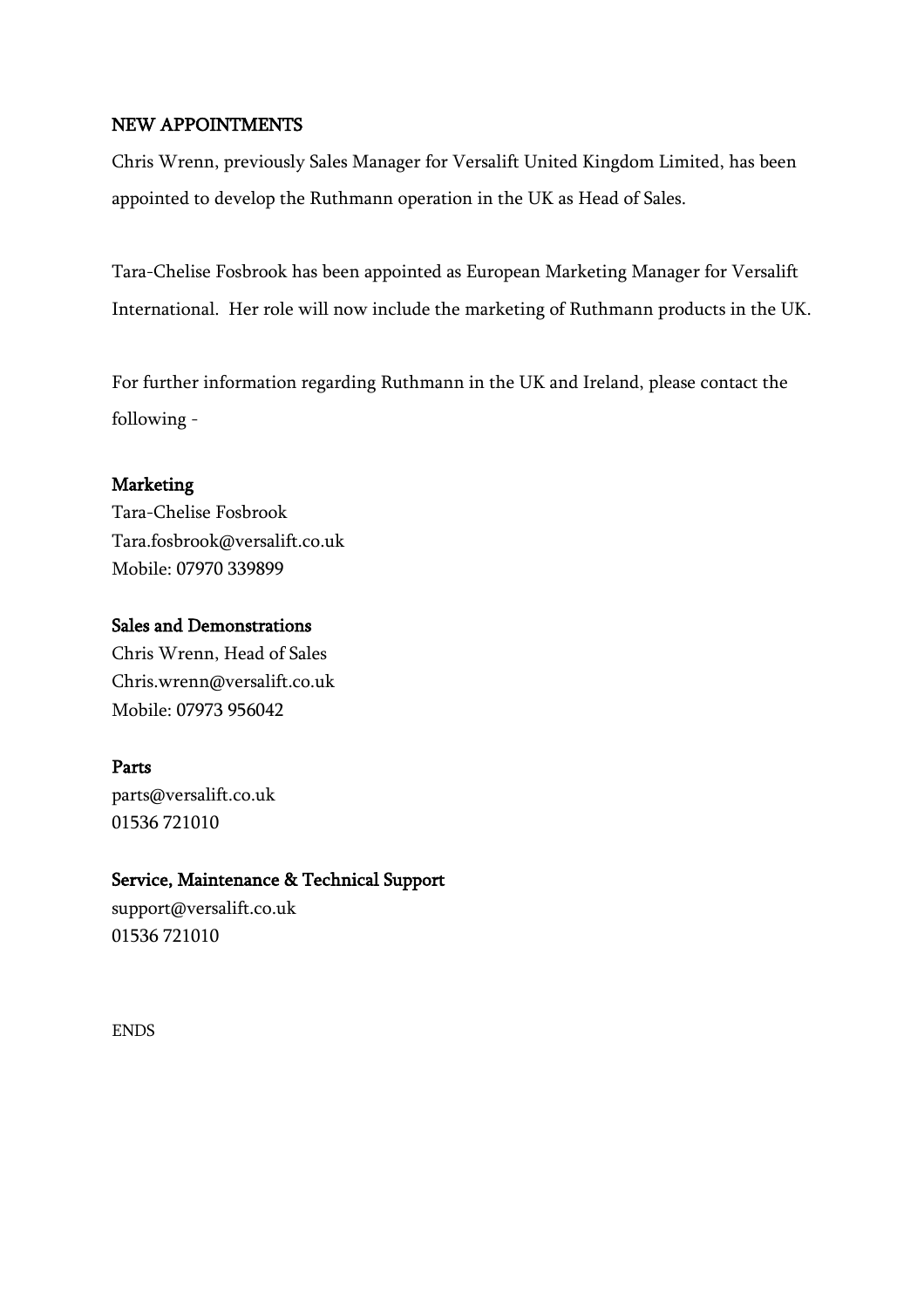## NEW APPOINTMENTS

Chris Wrenn, previously Sales Manager for Versalift United Kingdom Limited, has been appointed to develop the Ruthmann operation in the UK as Head of Sales.

Tara-Chelise Fosbrook has been appointed as European Marketing Manager for Versalift International. Her role will now include the marketing of Ruthmann products in the UK.

For further information regarding Ruthmann in the UK and Ireland, please contact the following -

### Marketing

Tara-Chelise Fosbrook  
Tara.fosbrook@versalift.co.uk  
Mobile: 07970 339899

### Sales and Demonstrations

Chris Wrenn, Head of Sales  
Chris.wrenn@versalift.co.uk  
Mobile: 07973 956042

### Parts

parts@versalift.co.uk  
01536 721010

### Service, Maintenance & Technical Support

support@versalift.co.uk  
01536 721010

ENDS